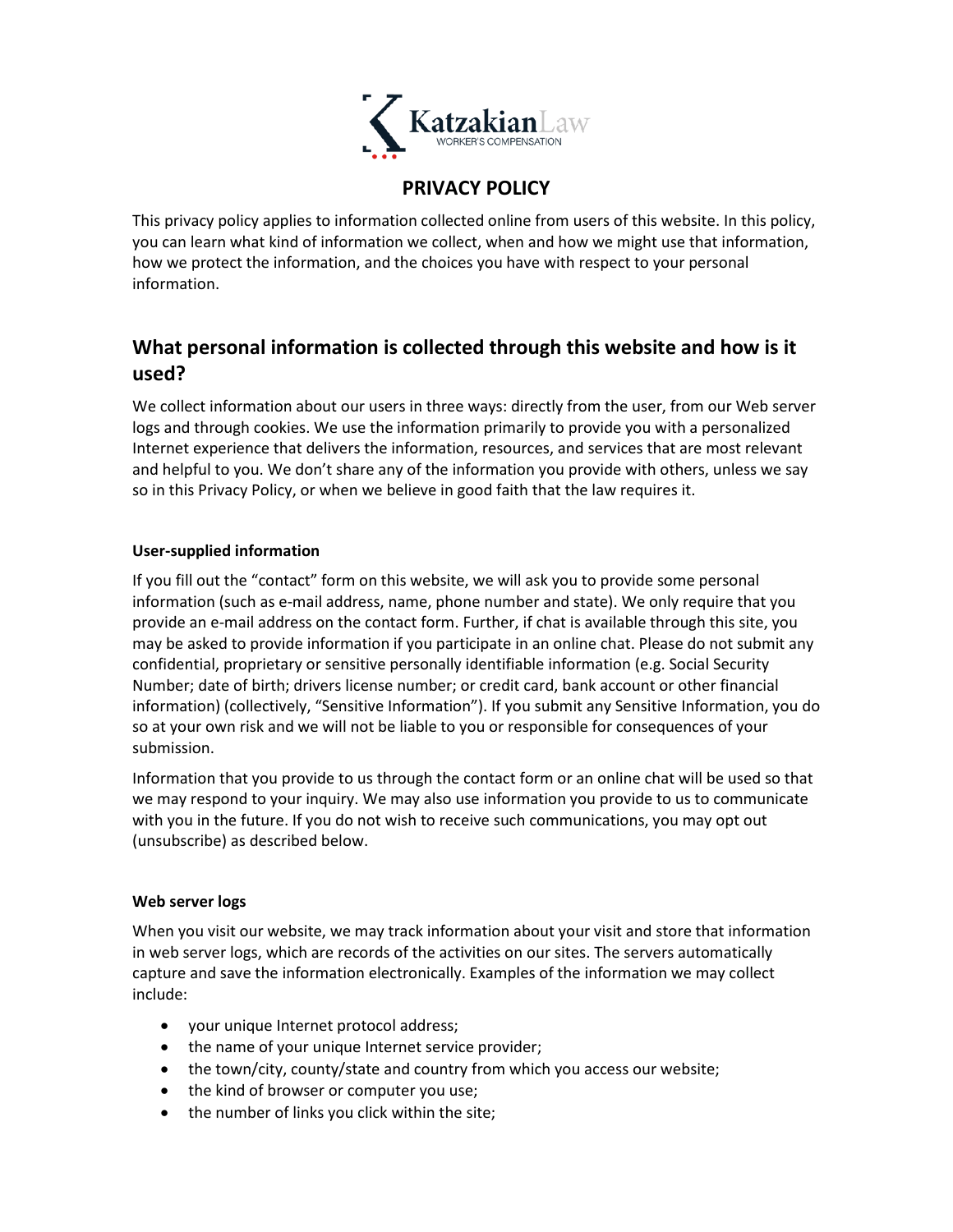KatzakianLaw
WORKER'S COMPENSATION

# PRIVACY POLICY

This privacy policy applies to information collected online from users of this website. In this policy, you can learn what kind of information we collect, when and how we might use that information, how we protect the information, and the choices you have with respect to your personal information.

## What personal information is collected through this website and how is it used?

We collect information about our users in three ways: directly from the user, from our Web server logs and through cookies. We use the information primarily to provide you with a personalized Internet experience that delivers the information, resources, and services that are most relevant and helpful to you. We don't share any of the information you provide with others, unless we say so in this Privacy Policy, or when we believe in good faith that the law requires it.

**User-supplied information**

If you fill out the "contact" form on this website, we will ask you to provide some personal information (such as e-mail address, name, phone number and state). We only require that you provide an e-mail address on the contact form. Further, if chat is available through this site, you may be asked to provide information if you participate in an online chat. Please do not submit any confidential, proprietary or sensitive personally identifiable information (e.g. Social Security Number; date of birth; drivers license number; or credit card, bank account or other financial information) (collectively, "Sensitive Information"). If you submit any Sensitive Information, you do so at your own risk and we will not be liable to you or responsible for consequences of your submission.

Information that you provide to us through the contact form or an online chat will be used so that we may respond to your inquiry. We may also use information you provide to us to communicate with you in the future. If you do not wish to receive such communications, you may opt out (unsubscribe) as described below.

**Web server logs**

When you visit our website, we may track information about your visit and store that information in web server logs, which are records of the activities on our sites. The servers automatically capture and save the information electronically. Examples of the information we may collect include:

- your unique Internet protocol address;
- the name of your unique Internet service provider;
- the town/city, county/state and country from which you access our website;
- the kind of browser or computer you use;
- the number of links you click within the site;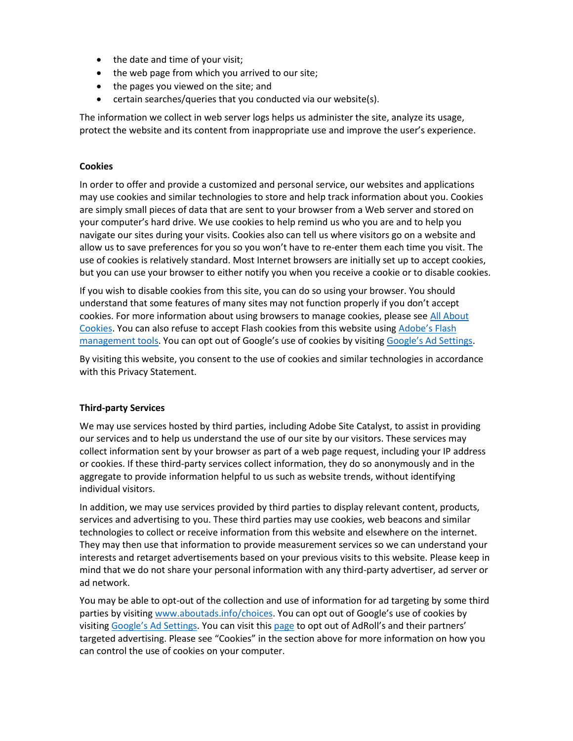- the date and time of your visit;
- the web page from which you arrived to our site;
- the pages you viewed on the site; and
- certain searches/queries that you conducted via our website(s).

The information we collect in web server logs helps us administer the site, analyze its usage, protect the website and its content from inappropriate use and improve the user's experience.

**Cookies**

In order to offer and provide a customized and personal service, our websites and applications may use cookies and similar technologies to store and help track information about you. Cookies are simply small pieces of data that are sent to your browser from a Web server and stored on your computer's hard drive. We use cookies to help remind us who you are and to help you navigate our sites during your visits. Cookies also can tell us where visitors go on a website and allow us to save preferences for you so you won't have to re-enter them each time you visit. The use of cookies is relatively standard. Most Internet browsers are initially set up to accept cookies, but you can use your browser to either notify you when you receive a cookie or to disable cookies.

If you wish to disable cookies from this site, you can do so using your browser. You should understand that some features of many sites may not function properly if you don't accept cookies. For more information about using browsers to manage cookies, please see All About Cookies. You can also refuse to accept Flash cookies from this website using Adobe's Flash management tools. You can opt out of Google's use of cookies by visiting Google's Ad Settings.

By visiting this website, you consent to the use of cookies and similar technologies in accordance with this Privacy Statement.

**Third-party Services**

We may use services hosted by third parties, including Adobe Site Catalyst, to assist in providing our services and to help us understand the use of our site by our visitors. These services may collect information sent by your browser as part of a web page request, including your IP address or cookies. If these third-party services collect information, they do so anonymously and in the aggregate to provide information helpful to us such as website trends, without identifying individual visitors.

In addition, we may use services provided by third parties to display relevant content, products, services and advertising to you. These third parties may use cookies, web beacons and similar technologies to collect or receive information from this website and elsewhere on the internet. They may then use that information to provide measurement services so we can understand your interests and retarget advertisements based on your previous visits to this website. Please keep in mind that we do not share your personal information with any third-party advertiser, ad server or ad network.

You may be able to opt-out of the collection and use of information for ad targeting by some third parties by visiting www.aboutads.info/choices. You can opt out of Google's use of cookies by visiting Google's Ad Settings. You can visit this page to opt out of AdRoll's and their partners' targeted advertising. Please see "Cookies" in the section above for more information on how you can control the use of cookies on your computer.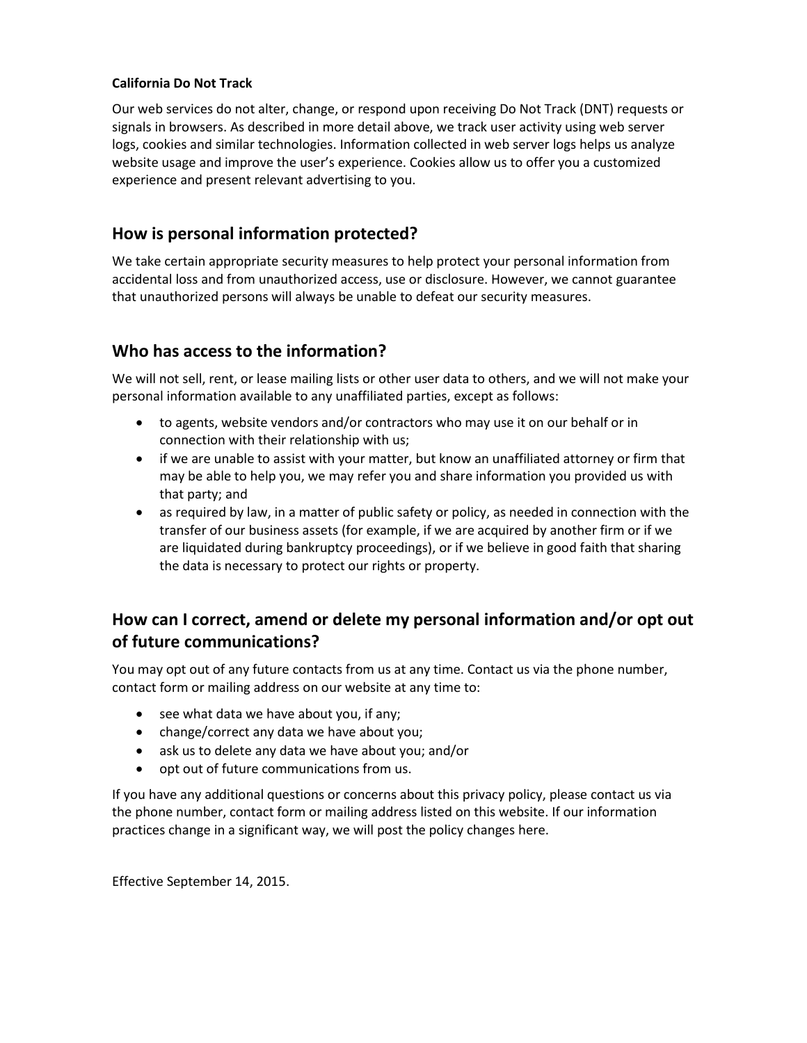**California Do Not Track**

Our web services do not alter, change, or respond upon receiving Do Not Track (DNT) requests or signals in browsers. As described in more detail above, we track user activity using web server logs, cookies and similar technologies. Information collected in web server logs helps us analyze website usage and improve the user's experience. Cookies allow us to offer you a customized experience and present relevant advertising to you.

## How is personal information protected?

We take certain appropriate security measures to help protect your personal information from accidental loss and from unauthorized access, use or disclosure. However, we cannot guarantee that unauthorized persons will always be unable to defeat our security measures.

## Who has access to the information?

We will not sell, rent, or lease mailing lists or other user data to others, and we will not make your personal information available to any unaffiliated parties, except as follows:

- to agents, website vendors and/or contractors who may use it on our behalf or in connection with their relationship with us;
- if we are unable to assist with your matter, but know an unaffiliated attorney or firm that may be able to help you, we may refer you and share information you provided us with that party; and
- as required by law, in a matter of public safety or policy, as needed in connection with the transfer of our business assets (for example, if we are acquired by another firm or if we are liquidated during bankruptcy proceedings), or if we believe in good faith that sharing the data is necessary to protect our rights or property.

## How can I correct, amend or delete my personal information and/or opt out of future communications?

You may opt out of any future contacts from us at any time. Contact us via the phone number, contact form or mailing address on our website at any time to:

- see what data we have about you, if any;
- change/correct any data we have about you;
- ask us to delete any data we have about you; and/or
- opt out of future communications from us.

If you have any additional questions or concerns about this privacy policy, please contact us via the phone number, contact form or mailing address listed on this website. If our information practices change in a significant way, we will post the policy changes here.

Effective September 14, 2015.